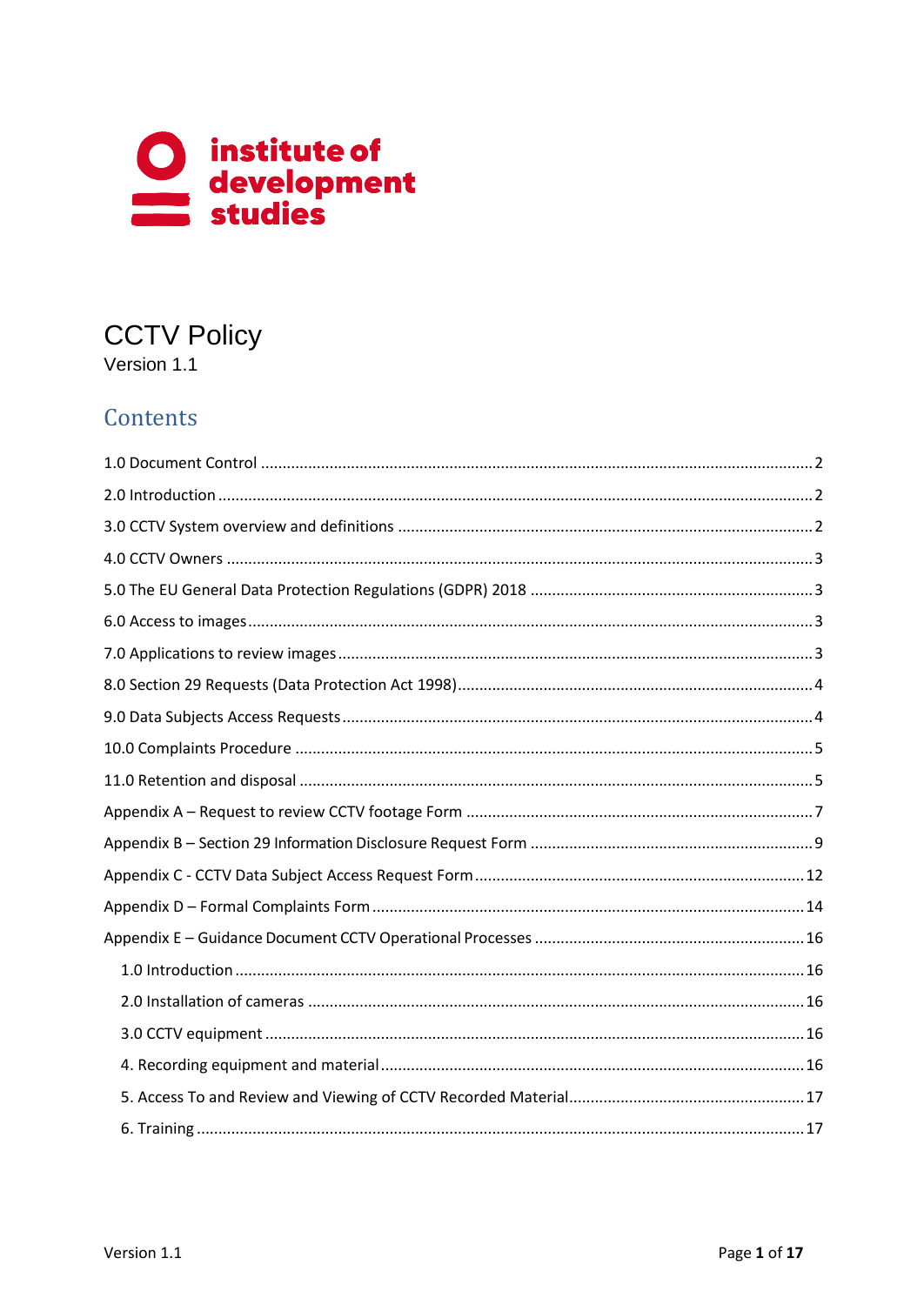institute of development studies

# CCTV Policy

Version 1.1

## Contents

1.0 Document Control ........................................................................................................ 2

2.0 Introduction ................................................................................................................ 2

3.0 CCTV System overview and definitions ...................................................................... 2

4.0 CCTV Owners .............................................................................................................. 3

5.0 The EU General Data Protection Regulations (GDPR) 2018 ......................................... 3

6.0 Access to images ......................................................................................................... 3

7.0 Applications to review images ..................................................................................... 3

8.0 Section 29 Requests (Data Protection Act 1998) .......................................................... 4

9.0 Data Subjects Access Requests .................................................................................... 4

10.0 Complaints Procedure ............................................................................................... 5

11.0 Retention and disposal .............................................................................................. 5

Appendix A – Request to review CCTV footage Form ....................................................... 7

Appendix B – Section 29 Information Disclosure Request Form ........................................ 9

Appendix C - CCTV Data Subject Access Request Form ................................................... 12

Appendix D – Formal Complaints Form .......................................................................... 14

Appendix E – Guidance Document CCTV Operational Processes ..................................... 16

- 1.0 Introduction ........................................................................................................... 16
- 2.0 Installation of cameras .......................................................................................... 16
- 3.0 CCTV equipment ................................................................................................... 16
- 4. Recording equipment and material ......................................................................... 16
- 5. Access To and Review and Viewing of CCTV Recorded Material ............................... 17
- 6. Training .................................................................................................................. 17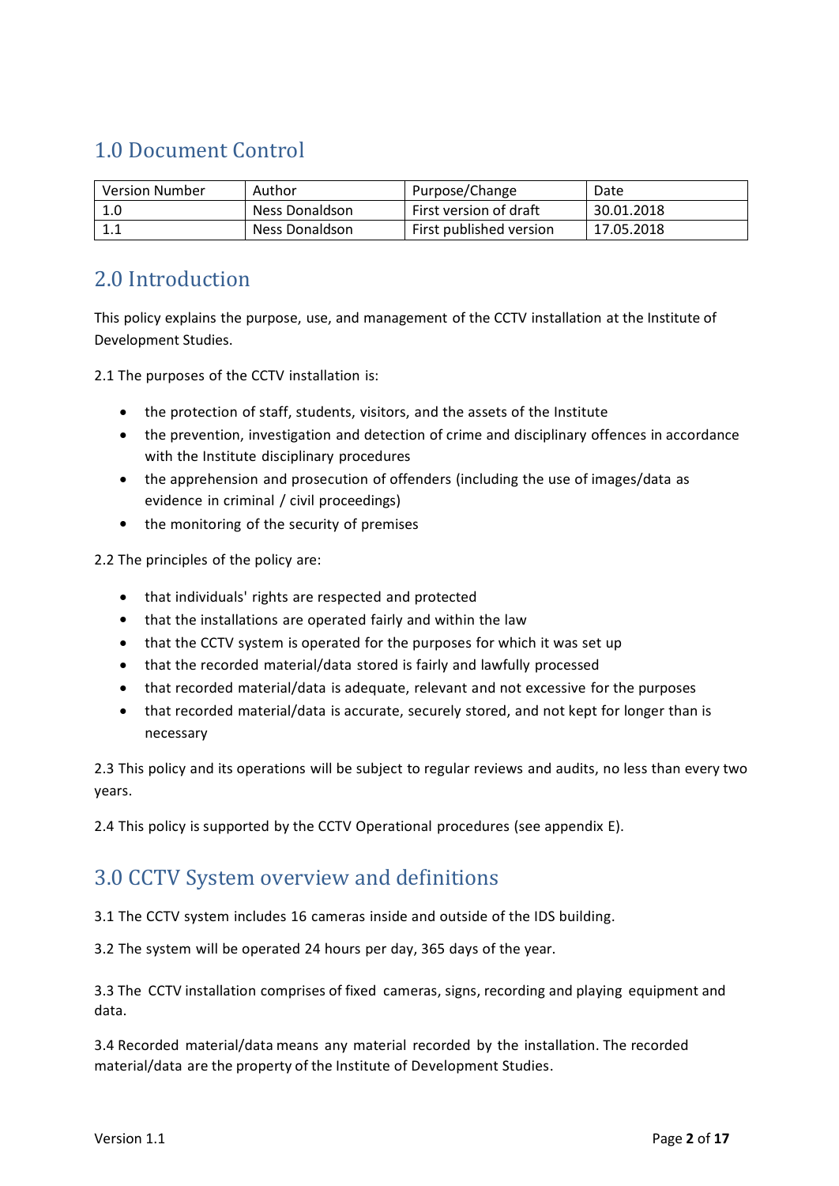## 1.0 Document Control

| Version Number | Author | Purpose/Change | Date |
|---|---|---|---|
| 1.0 | Ness Donaldson | First version of draft | 30.01.2018 |
| 1.1 | Ness Donaldson | First published version | 17.05.2018 |

## 2.0 Introduction

This policy explains the purpose, use, and management of the CCTV installation at the Institute of Development Studies.

2.1 The purposes of the CCTV installation is:

- the protection of staff, students, visitors, and the assets of the Institute
- the prevention, investigation and detection of crime and disciplinary offences in accordance with the Institute disciplinary procedures
- the apprehension and prosecution of offenders (including the use of images/data as evidence in criminal / civil proceedings)
- the monitoring of the security of premises

2.2 The principles of the policy are:

- that individuals' rights are respected and protected
- that the installations are operated fairly and within the law
- that the CCTV system is operated for the purposes for which it was set up
- that the recorded material/data stored is fairly and lawfully processed
- that recorded material/data is adequate, relevant and not excessive for the purposes
- that recorded material/data is accurate, securely stored, and not kept for longer than is necessary

2.3 This policy and its operations will be subject to regular reviews and audits, no less than every two years.

2.4 This policy is supported by the CCTV Operational procedures (see appendix E).

## 3.0 CCTV System overview and definitions

3.1 The CCTV system includes 16 cameras inside and outside of the IDS building.

3.2 The system will be operated 24 hours per day, 365 days of the year.

3.3 The CCTV installation comprises of fixed cameras, signs, recording and playing equipment and data.

3.4 Recorded material/data means any material recorded by the installation. The recorded material/data are the property of the Institute of Development Studies.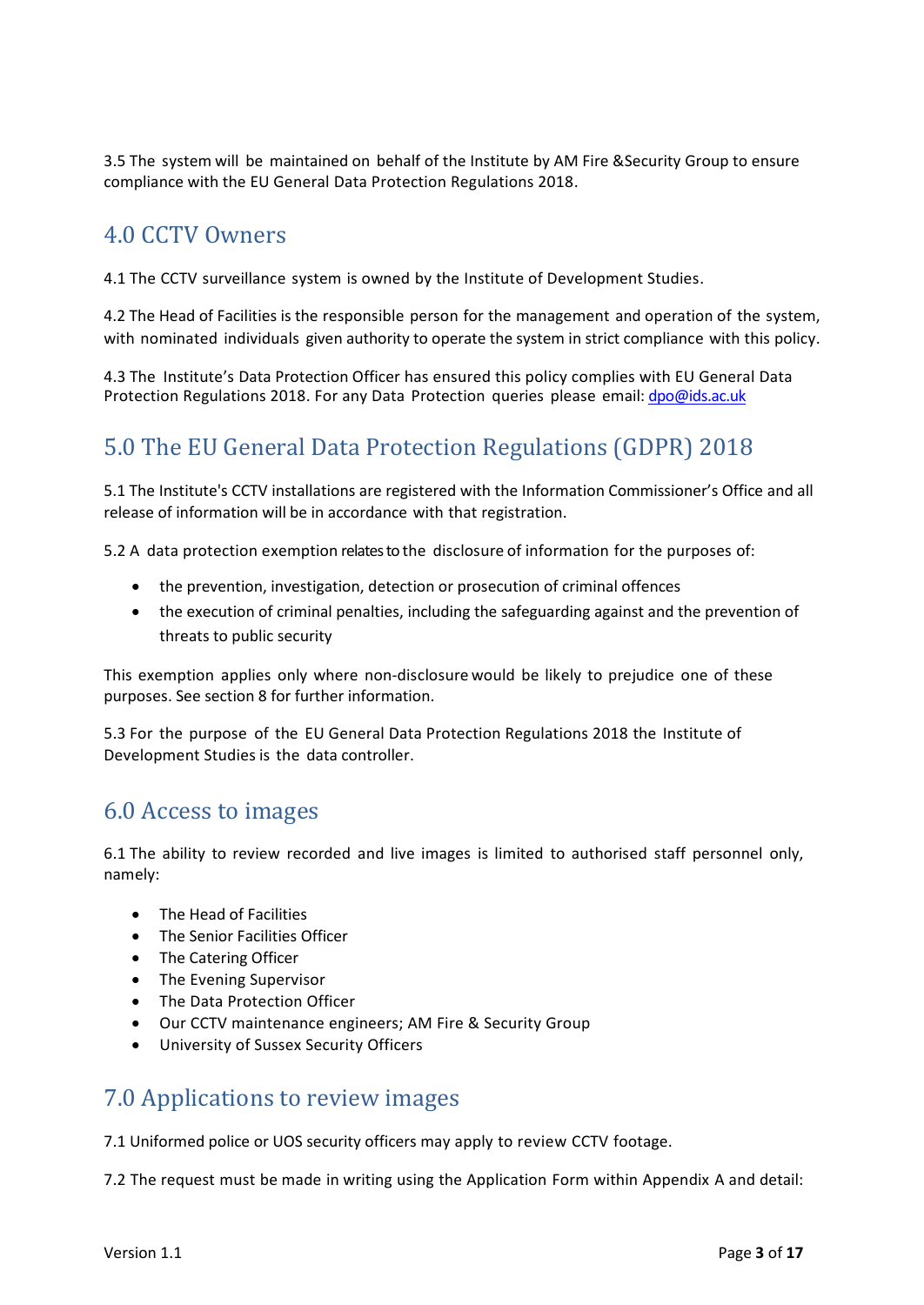3.5 The system will be maintained on behalf of the Institute by AM Fire &Security Group to ensure compliance with the EU General Data Protection Regulations 2018.

## 4.0 CCTV Owners

4.1 The CCTV surveillance system is owned by the Institute of Development Studies.

4.2 The Head of Facilities is the responsible person for the management and operation of the system, with nominated individuals given authority to operate the system in strict compliance with this policy.

4.3 The Institute's Data Protection Officer has ensured this policy complies with EU General Data Protection Regulations 2018. For any Data Protection queries please email: dpo@ids.ac.uk

## 5.0 The EU General Data Protection Regulations (GDPR) 2018

5.1 The Institute's CCTV installations are registered with the Information Commissioner's Office and all release of information will be in accordance with that registration.

5.2 A data protection exemption relates to the disclosure of information for the purposes of:

- the prevention, investigation, detection or prosecution of criminal offences
- the execution of criminal penalties, including the safeguarding against and the prevention of threats to public security

This exemption applies only where non-disclosure would be likely to prejudice one of these purposes. See section 8 for further information.

5.3 For the purpose of the EU General Data Protection Regulations 2018 the Institute of Development Studies is the data controller.

## 6.0 Access to images

6.1 The ability to review recorded and live images is limited to authorised staff personnel only, namely:

- The Head of Facilities
- The Senior Facilities Officer
- The Catering Officer
- The Evening Supervisor
- The Data Protection Officer
- Our CCTV maintenance engineers; AM Fire & Security Group
- University of Sussex Security Officers

## 7.0 Applications to review images

7.1 Uniformed police or UOS security officers may apply to review CCTV footage.

7.2 The request must be made in writing using the Application Form within Appendix A and detail: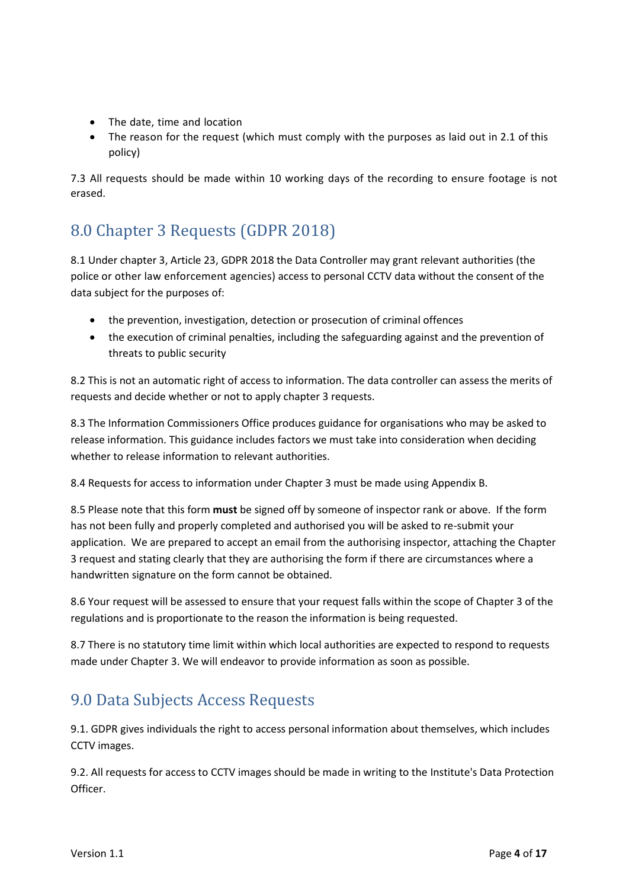- The date, time and location
- The reason for the request (which must comply with the purposes as laid out in 2.1 of this policy)

7.3 All requests should be made within 10 working days of the recording to ensure footage is not erased.

## 8.0 Chapter 3 Requests (GDPR 2018)

8.1 Under chapter 3, Article 23, GDPR 2018 the Data Controller may grant relevant authorities (the police or other law enforcement agencies) access to personal CCTV data without the consent of the data subject for the purposes of:

- the prevention, investigation, detection or prosecution of criminal offences
- the execution of criminal penalties, including the safeguarding against and the prevention of threats to public security

8.2 This is not an automatic right of access to information. The data controller can assess the merits of requests and decide whether or not to apply chapter 3 requests.

8.3 The Information Commissioners Office produces guidance for organisations who may be asked to release information. This guidance includes factors we must take into consideration when deciding whether to release information to relevant authorities.

8.4 Requests for access to information under Chapter 3 must be made using Appendix B.

8.5 Please note that this form **must** be signed off by someone of inspector rank or above. If the form has not been fully and properly completed and authorised you will be asked to re-submit your application. We are prepared to accept an email from the authorising inspector, attaching the Chapter 3 request and stating clearly that they are authorising the form if there are circumstances where a handwritten signature on the form cannot be obtained.

8.6 Your request will be assessed to ensure that your request falls within the scope of Chapter 3 of the regulations and is proportionate to the reason the information is being requested.

8.7 There is no statutory time limit within which local authorities are expected to respond to requests made under Chapter 3. We will endeavor to provide information as soon as possible.

## 9.0 Data Subjects Access Requests

9.1. GDPR gives individuals the right to access personal information about themselves, which includes CCTV images.

9.2. All requests for access to CCTV images should be made in writing to the Institute's Data Protection Officer.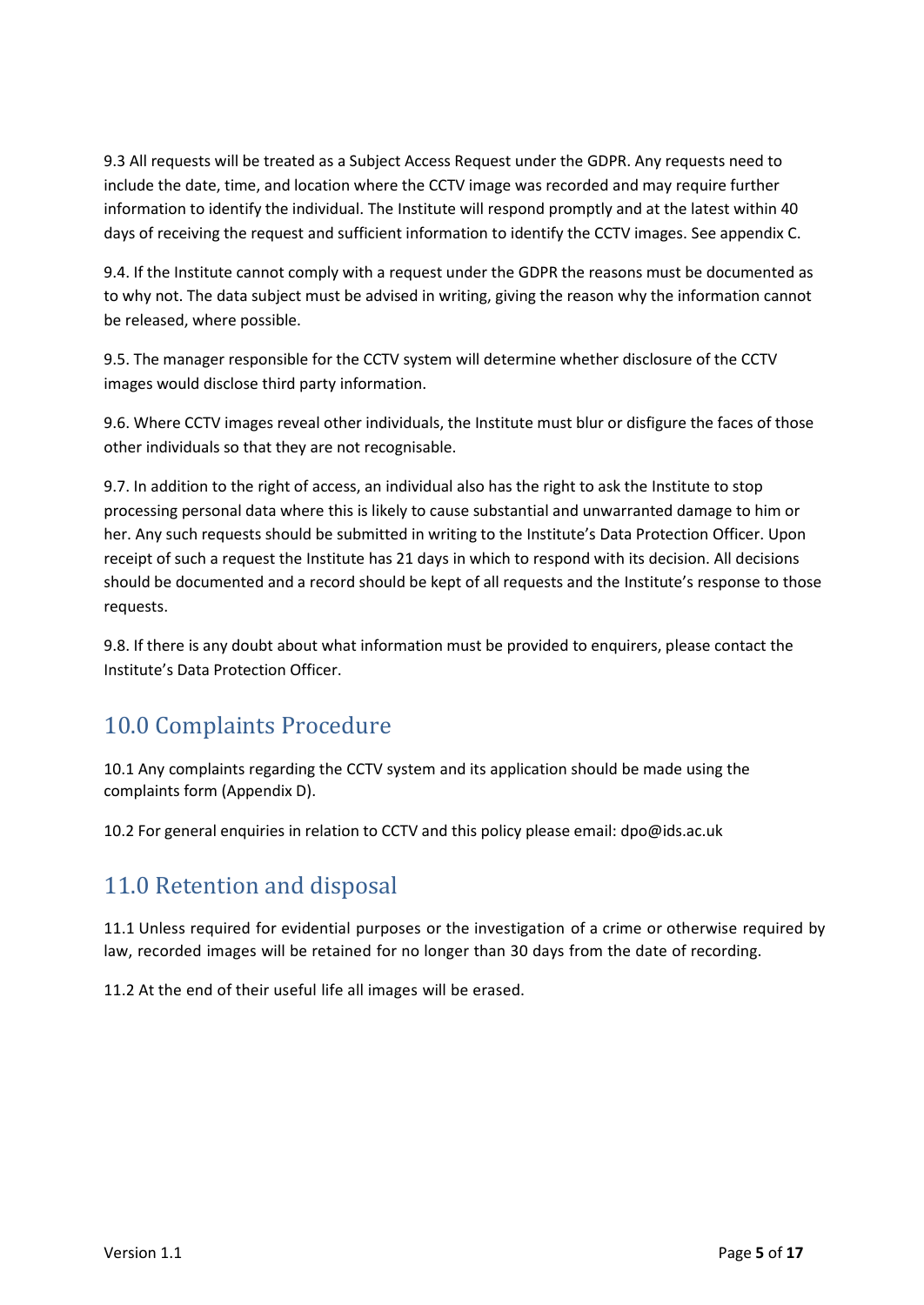9.3 All requests will be treated as a Subject Access Request under the GDPR. Any requests need to include the date, time, and location where the CCTV image was recorded and may require further information to identify the individual. The Institute will respond promptly and at the latest within 40 days of receiving the request and sufficient information to identify the CCTV images. See appendix C.

9.4. If the Institute cannot comply with a request under the GDPR the reasons must be documented as to why not. The data subject must be advised in writing, giving the reason why the information cannot be released, where possible.

9.5. The manager responsible for the CCTV system will determine whether disclosure of the CCTV images would disclose third party information.

9.6. Where CCTV images reveal other individuals, the Institute must blur or disfigure the faces of those other individuals so that they are not recognisable.

9.7. In addition to the right of access, an individual also has the right to ask the Institute to stop processing personal data where this is likely to cause substantial and unwarranted damage to him or her. Any such requests should be submitted in writing to the Institute's Data Protection Officer. Upon receipt of such a request the Institute has 21 days in which to respond with its decision. All decisions should be documented and a record should be kept of all requests and the Institute's response to those requests.

9.8. If there is any doubt about what information must be provided to enquirers, please contact the Institute's Data Protection Officer.

## 10.0 Complaints Procedure

10.1 Any complaints regarding the CCTV system and its application should be made using the complaints form (Appendix D).

10.2 For general enquiries in relation to CCTV and this policy please email: dpo@ids.ac.uk

## 11.0 Retention and disposal

11.1 Unless required for evidential purposes or the investigation of a crime or otherwise required by law, recorded images will be retained for no longer than 30 days from the date of recording.

11.2 At the end of their useful life all images will be erased.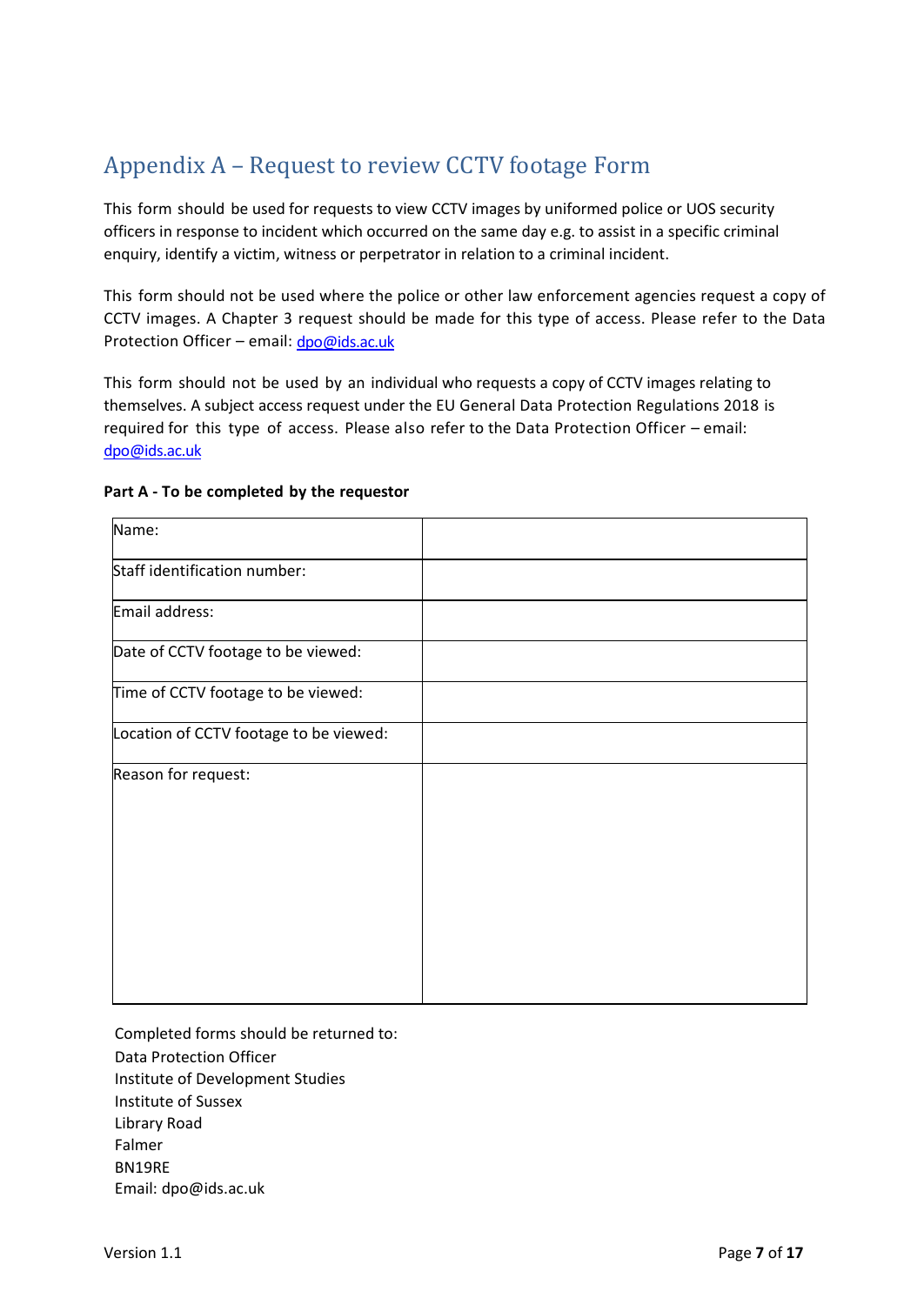# Appendix A – Request to review CCTV footage Form

This form should be used for requests to view CCTV images by uniformed police or UOS security officers in response to incident which occurred on the same day e.g. to assist in a specific criminal enquiry, identify a victim, witness or perpetrator in relation to a criminal incident.

This form should not be used where the police or other law enforcement agencies request a copy of CCTV images. A Chapter 3 request should be made for this type of access. Please refer to the Data Protection Officer – email: dpo@ids.ac.uk

This form should not be used by an individual who requests a copy of CCTV images relating to themselves. A subject access request under the EU General Data Protection Regulations 2018 is required for this type of access. Please also refer to the Data Protection Officer – email: dpo@ids.ac.uk

**Part A - To be completed by the requestor**

| | |
|---|---|
| Name: | |
| Staff identification number: | |
| Email address: | |
| Date of CCTV footage to be viewed: | |
| Time of CCTV footage to be viewed: | |
| Location of CCTV footage to be viewed: | |
| Reason for request: | |

Completed forms should be returned to:
Data Protection Officer
Institute of Development Studies
Institute of Sussex
Library Road
Falmer
BN19RE
Email: dpo@ids.ac.uk

Version 1.1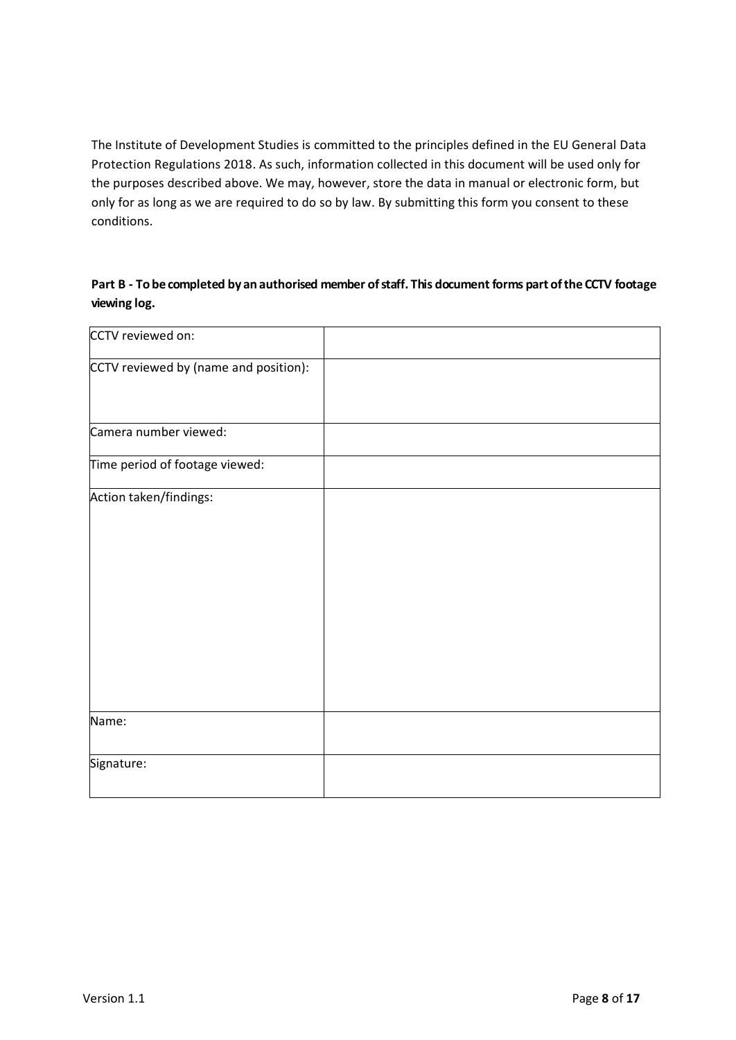The Institute of Development Studies is committed to the principles defined in the EU General Data Protection Regulations 2018. As such, information collected in this document will be used only for the purposes described above. We may, however, store the data in manual or electronic form, but only for as long as we are required to do so by law. By submitting this form you consent to these conditions.

**Part B - To be completed by an authorised member of staff. This document forms part of the CCTV footage viewing log.**

| | |
|---|---|
| CCTV reviewed on: | |
| CCTV reviewed by (name and position): | |
| Camera number viewed: | |
| Time period of footage viewed: | |
| Action taken/findings: | |
| Name: | |
| Signature: | |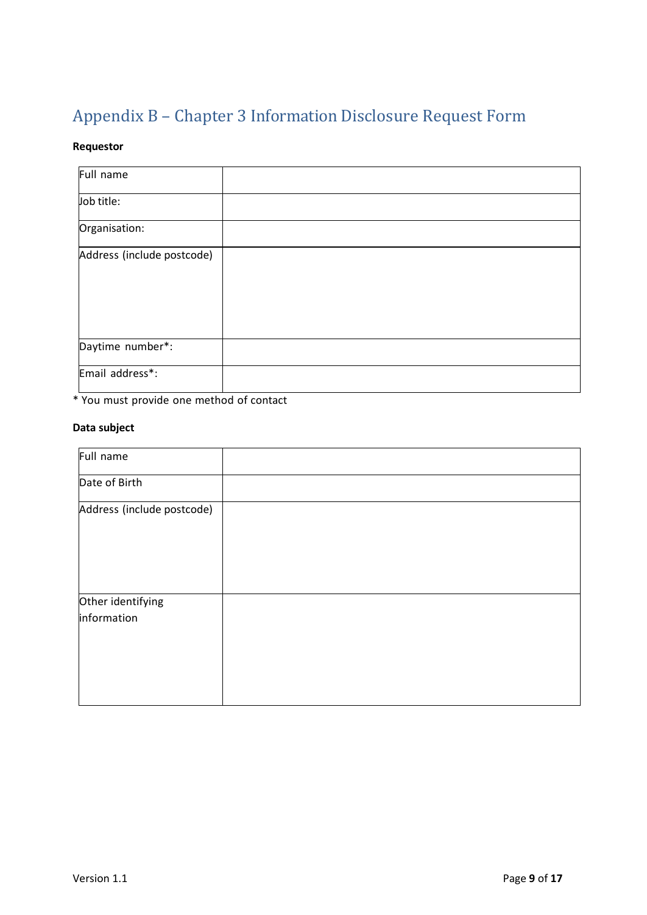# Appendix B – Chapter 3 Information Disclosure Request Form

**Requestor**

| | |
|---|---|
| Full name | |
| Job title: | |
| Organisation: | |
| Address (include postcode) | |
| Daytime number*: | |
| Email address*: | |

* You must provide one method of contact

**Data subject**

| | |
|---|---|
| Full name | |
| Date of Birth | |
| Address (include postcode) | |
| Other identifying information | |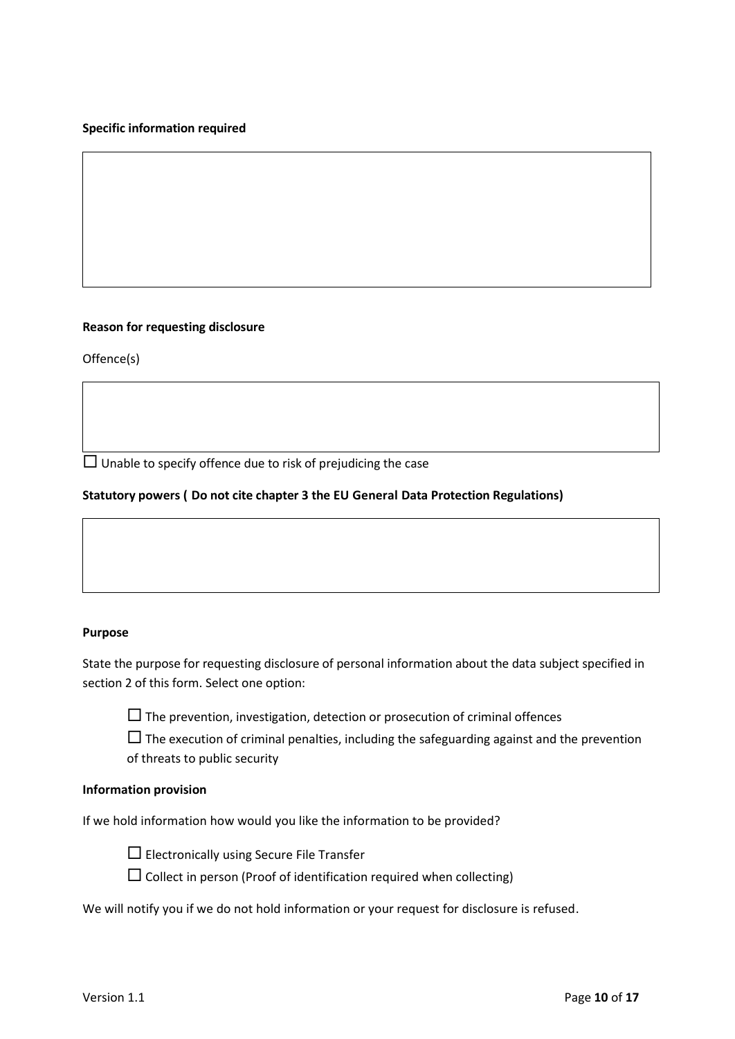**Specific information required**

&nbsp;

**Reason for requesting disclosure**

Offence(s)

&nbsp;

☐ Unable to specify offence due to risk of prejudicing the case

**Statutory powers ( Do not cite chapter 3 the EU General Data Protection Regulations)**

&nbsp;

**Purpose**

State the purpose for requesting disclosure of personal information about the data subject specified in section 2 of this form. Select one option:

☐ The prevention, investigation, detection or prosecution of criminal offences

☐ The execution of criminal penalties, including the safeguarding against and the prevention of threats to public security

**Information provision**

If we hold information how would you like the information to be provided?

☐ Electronically using Secure File Transfer

☐ Collect in person (Proof of identification required when collecting)

We will notify you if we do not hold information or your request for disclosure is refused.

Version 1.1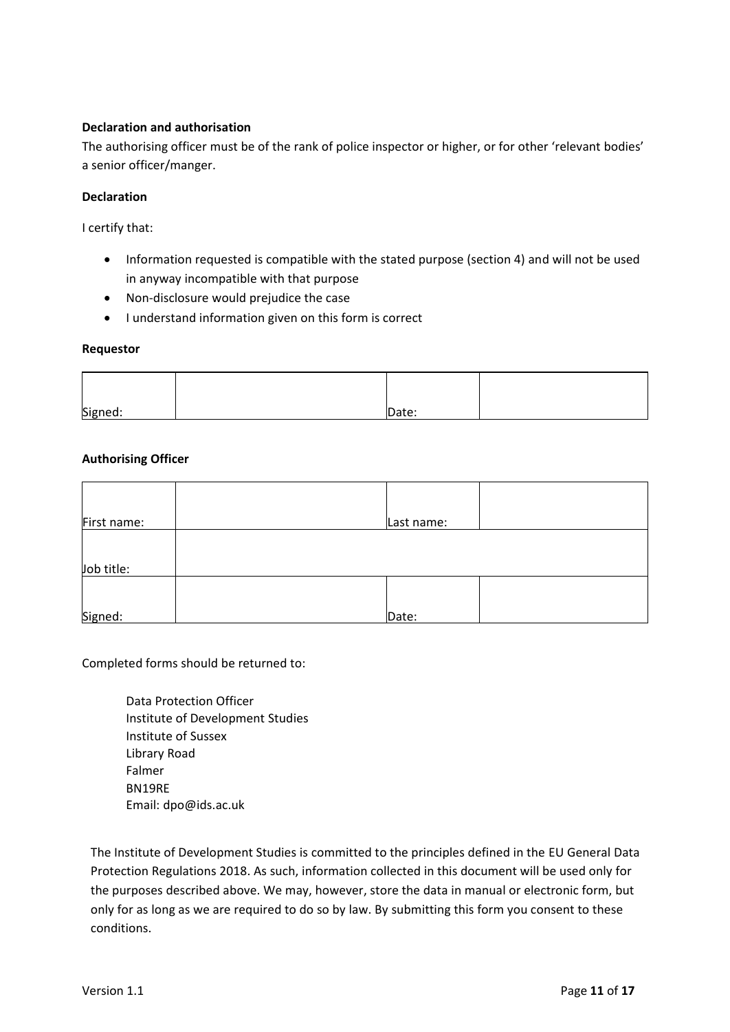**Declaration and authorisation**

The authorising officer must be of the rank of police inspector or higher, or for other 'relevant bodies' a senior officer/manger.

**Declaration**

I certify that:

- Information requested is compatible with the stated purpose (section 4) and will not be used in anyway incompatible with that purpose
- Non-disclosure would prejudice the case
- I understand information given on this form is correct

**Requestor**

| Signed: | | Date: | |
|---|---|---|---|

**Authorising Officer**

| First name: | | Last name: | |
|---|---|---|---|
| Job title: | | | |
| Signed: | | Date: | |

Completed forms should be returned to:

Data Protection Officer
Institute of Development Studies
Institute of Sussex
Library Road
Falmer
BN19RE
Email: dpo@ids.ac.uk

The Institute of Development Studies is committed to the principles defined in the EU General Data Protection Regulations 2018. As such, information collected in this document will be used only for the purposes described above. We may, however, store the data in manual or electronic form, but only for as long as we are required to do so by law. By submitting this form you consent to these conditions.

Version 1.1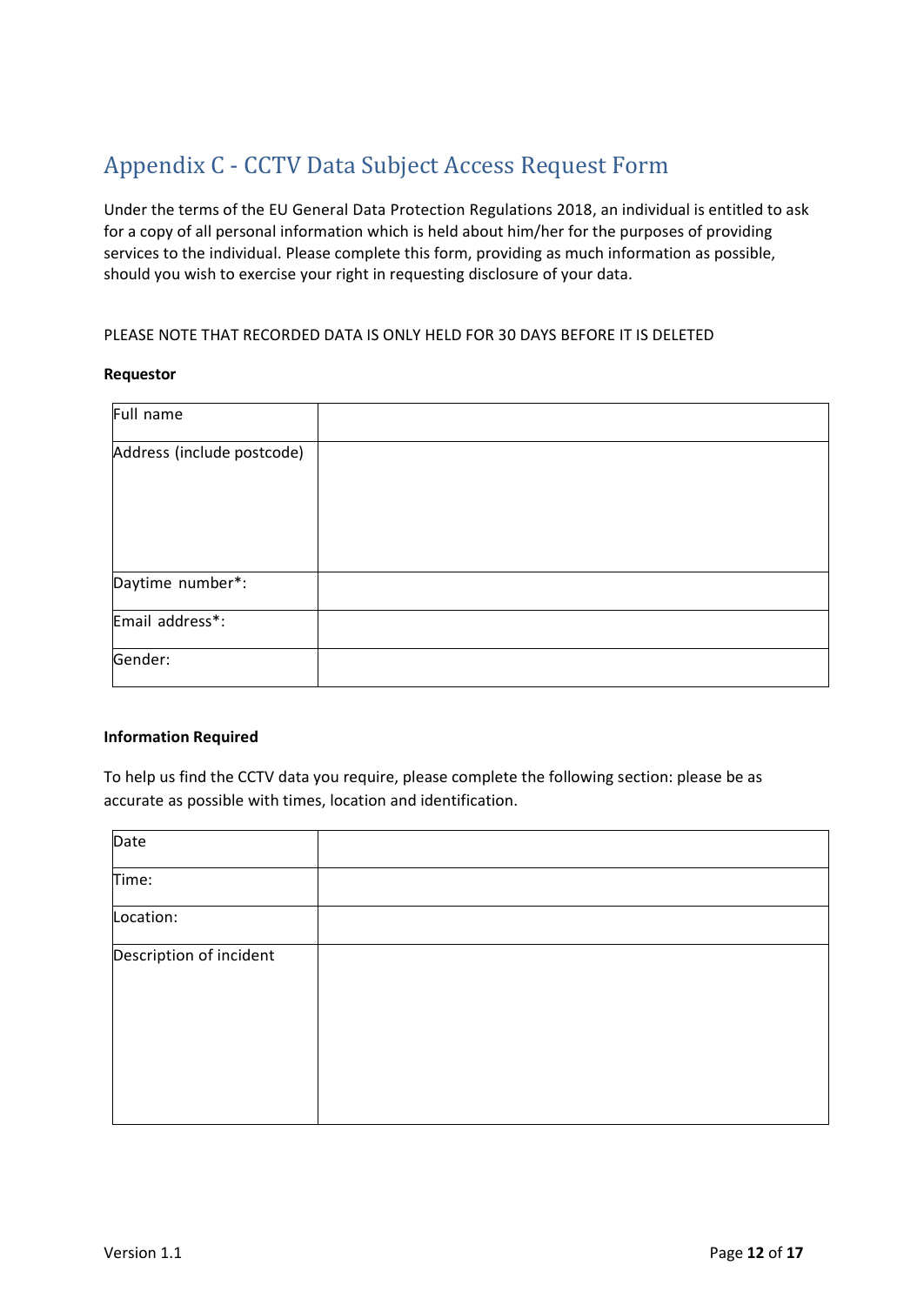# Appendix C - CCTV Data Subject Access Request Form

Under the terms of the EU General Data Protection Regulations 2018, an individual is entitled to ask for a copy of all personal information which is held about him/her for the purposes of providing services to the individual. Please complete this form, providing as much information as possible, should you wish to exercise your right in requesting disclosure of your data.

PLEASE NOTE THAT RECORDED DATA IS ONLY HELD FOR 30 DAYS BEFORE IT IS DELETED

**Requestor**

| Full name | |
|---|---|
| Address (include postcode) | |
| Daytime number*: | |
| Email address*: | |
| Gender: | |

**Information Required**

To help us find the CCTV data you require, please complete the following section: please be as accurate as possible with times, location and identification.

| Date | |
|---|---|
| Time: | |
| Location: | |
| Description of incident | |

Version 1.1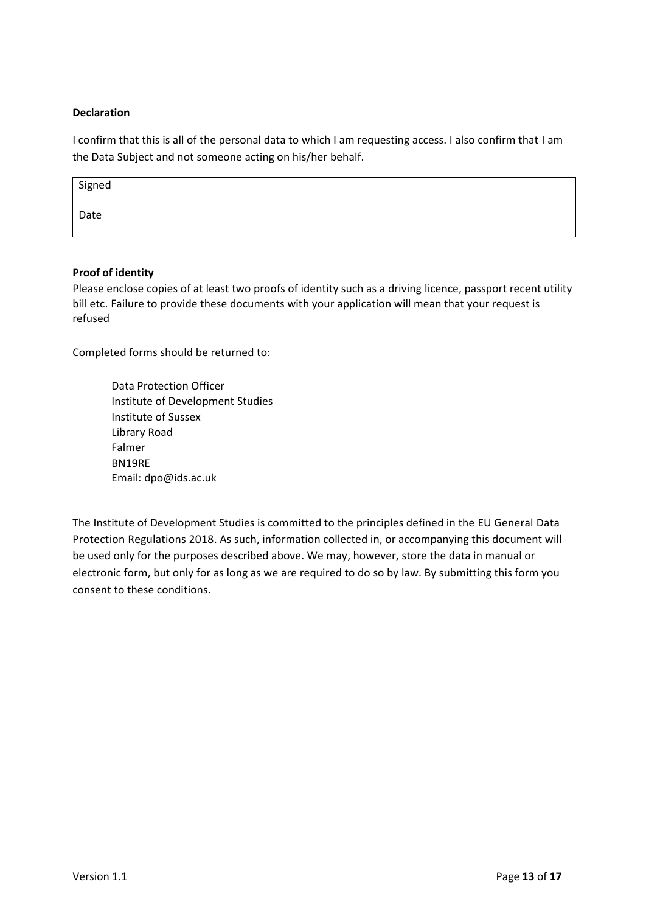**Declaration**

I confirm that this is all of the personal data to which I am requesting access. I also confirm that I am the Data Subject and not someone acting on his/her behalf.

| Signed | |
|---|---|
| Date | |

**Proof of identity**

Please enclose copies of at least two proofs of identity such as a driving licence, passport recent utility bill etc. Failure to provide these documents with your application will mean that your request is refused

Completed forms should be returned to:

Data Protection Officer
Institute of Development Studies
Institute of Sussex
Library Road
Falmer
BN19RE
Email: dpo@ids.ac.uk

The Institute of Development Studies is committed to the principles defined in the EU General Data Protection Regulations 2018. As such, information collected in, or accompanying this document will be used only for the purposes described above. We may, however, store the data in manual or electronic form, but only for as long as we are required to do so by law. By submitting this form you consent to these conditions.

Version 1.1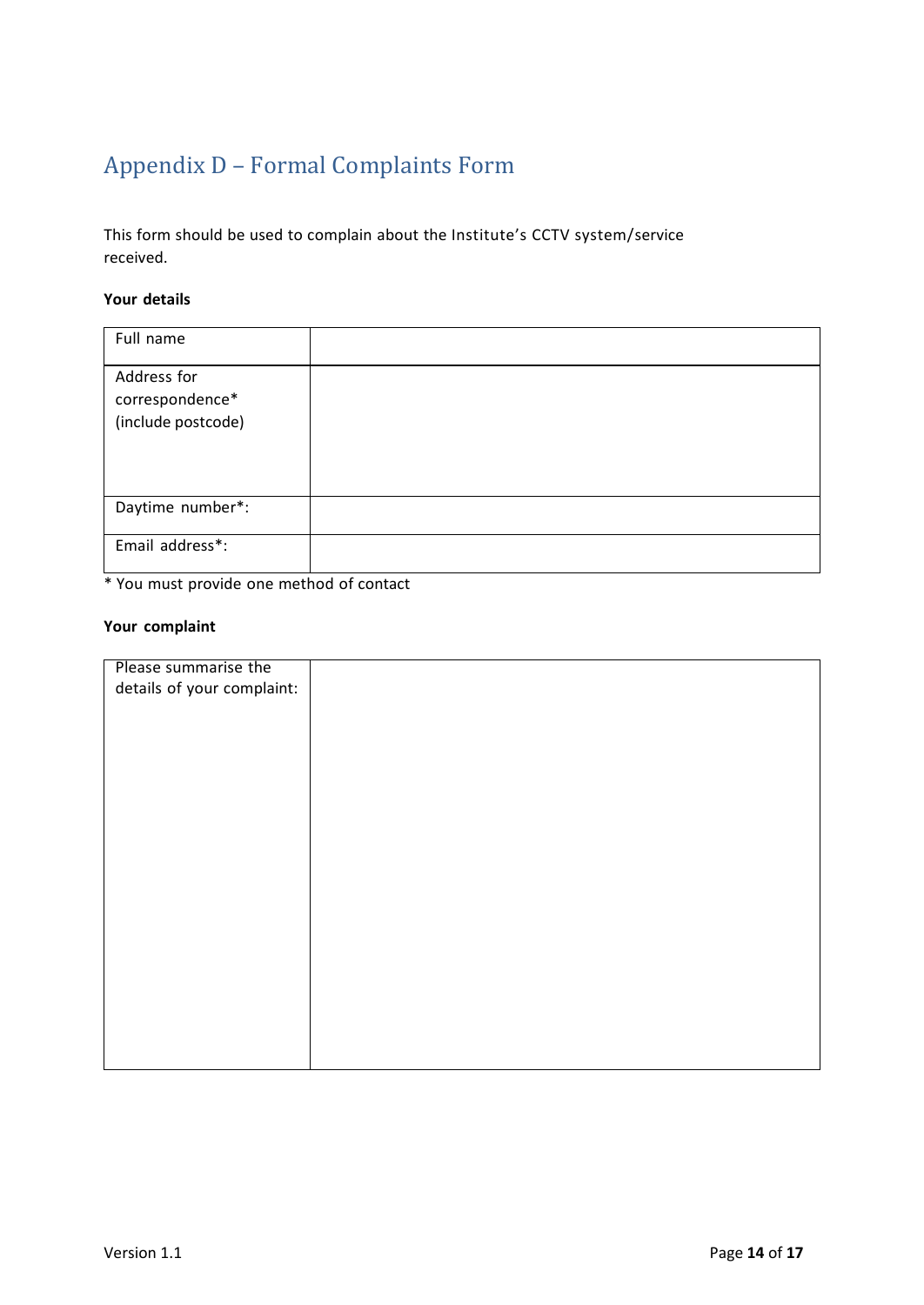## Appendix D – Formal Complaints Form

This form should be used to complain about the Institute's CCTV system/service received.

**Your details**

| Full name | |
|---|---|
| Address for correspondence* (include postcode) | |
| Daytime number*: | |
| Email address*: | |

* You must provide one method of contact

**Your complaint**

| Please summarise the details of your complaint: | |
|---|---|

Version 1.1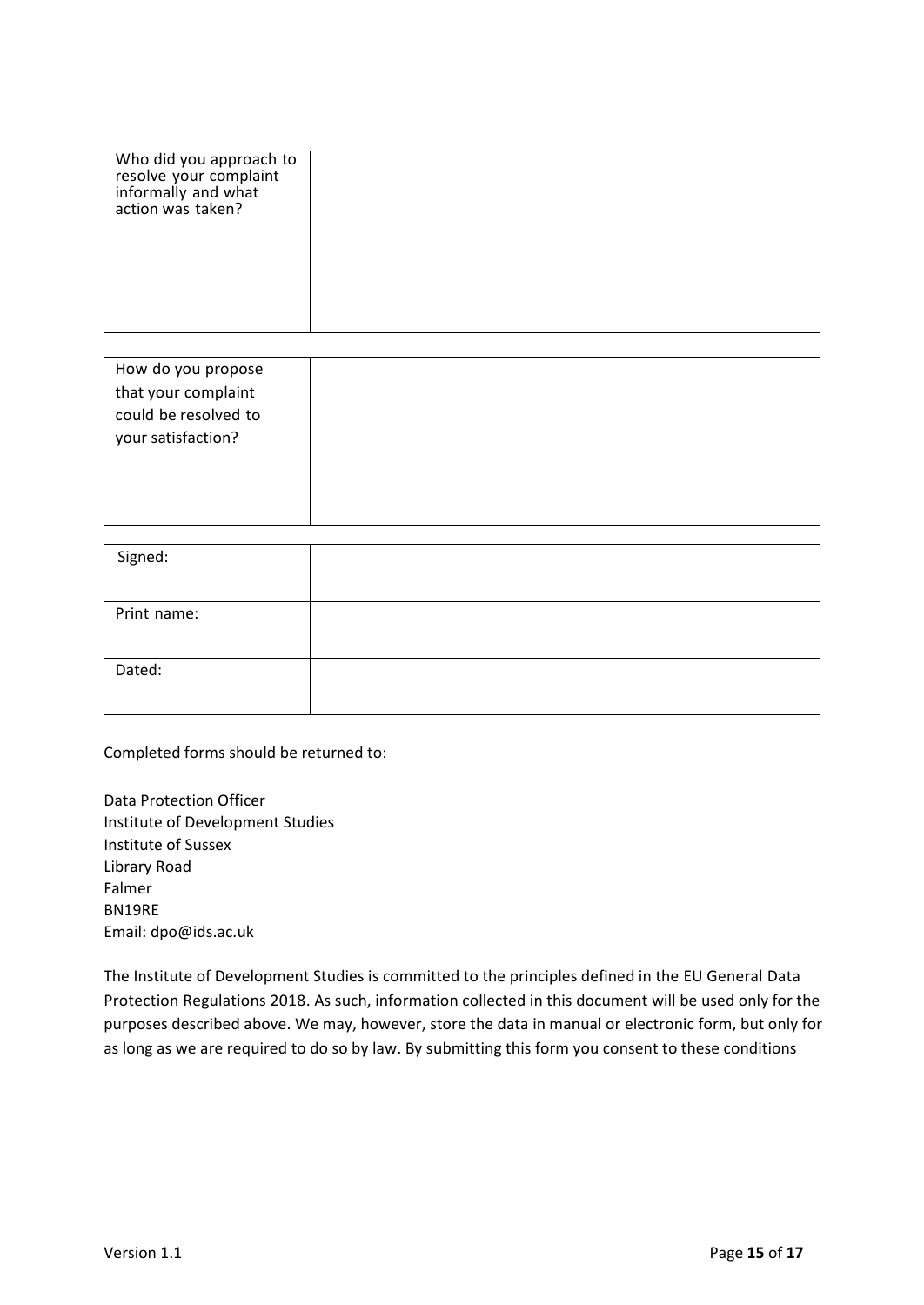| Who did you approach to resolve your complaint informally and what action was taken? | |
|---|---|

| How do you propose that your complaint could be resolved to your satisfaction? | |
|---|---|

| Signed: | |
|---|---|
| Print name: | |
| Dated: | |

Completed forms should be returned to:

Data Protection Officer
Institute of Development Studies
Institute of Sussex
Library Road
Falmer
BN19RE
Email: dpo@ids.ac.uk

The Institute of Development Studies is committed to the principles defined in the EU General Data Protection Regulations 2018. As such, information collected in this document will be used only for the purposes described above. We may, however, store the data in manual or electronic form, but only for as long as we are required to do so by law. By submitting this form you consent to these conditions

Version 1.1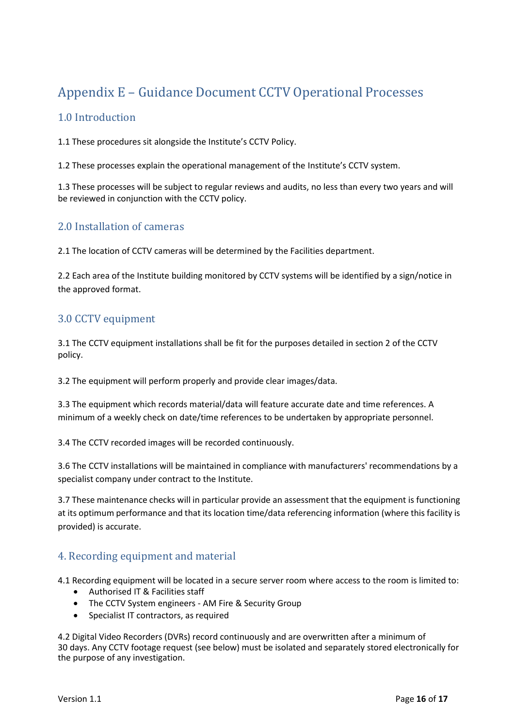# Appendix E – Guidance Document CCTV Operational Processes

## 1.0 Introduction

1.1 These procedures sit alongside the Institute's CCTV Policy.

1.2 These processes explain the operational management of the Institute's CCTV system.

1.3 These processes will be subject to regular reviews and audits, no less than every two years and will be reviewed in conjunction with the CCTV policy.

## 2.0 Installation of cameras

2.1 The location of CCTV cameras will be determined by the Facilities department.

2.2 Each area of the Institute building monitored by CCTV systems will be identified by a sign/notice in the approved format.

## 3.0 CCTV equipment

3.1 The CCTV equipment installations shall be fit for the purposes detailed in section 2 of the CCTV policy.

3.2 The equipment will perform properly and provide clear images/data.

3.3 The equipment which records material/data will feature accurate date and time references. A minimum of a weekly check on date/time references to be undertaken by appropriate personnel.

3.4 The CCTV recorded images will be recorded continuously.

3.6 The CCTV installations will be maintained in compliance with manufacturers' recommendations by a specialist company under contract to the Institute.

3.7 These maintenance checks will in particular provide an assessment that the equipment is functioning at its optimum performance and that its location time/data referencing information (where this facility is provided) is accurate.

## 4. Recording equipment and material

4.1 Recording equipment will be located in a secure server room where access to the room is limited to:

- Authorised IT & Facilities staff
- The CCTV System engineers - AM Fire & Security Group
- Specialist IT contractors, as required

4.2 Digital Video Recorders (DVRs) record continuously and are overwritten after a minimum of 30 days. Any CCTV footage request (see below) must be isolated and separately stored electronically for the purpose of any investigation.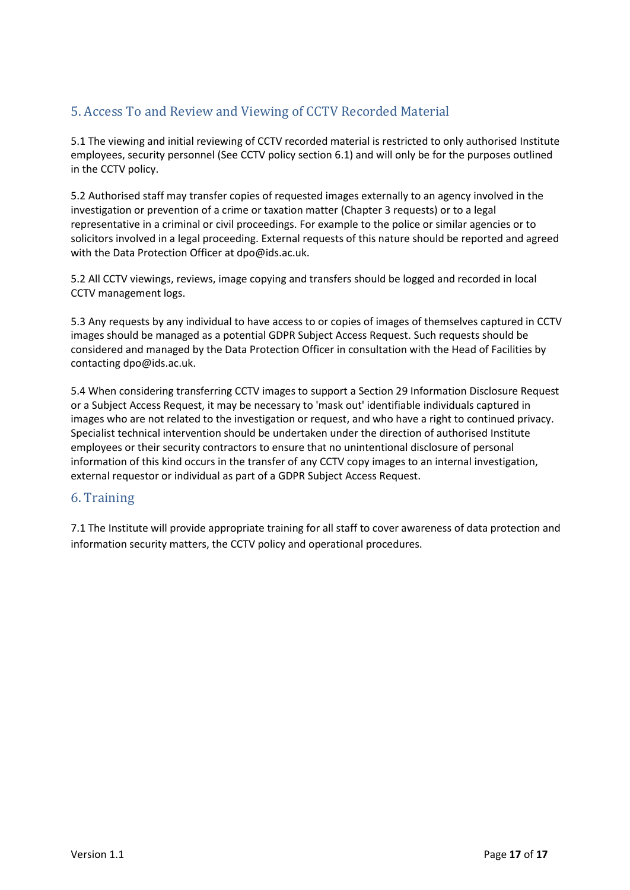## 5. Access To and Review and Viewing of CCTV Recorded Material

5.1 The viewing and initial reviewing of CCTV recorded material is restricted to only authorised Institute employees, security personnel (See CCTV policy section 6.1) and will only be for the purposes outlined in the CCTV policy.

5.2 Authorised staff may transfer copies of requested images externally to an agency involved in the investigation or prevention of a crime or taxation matter (Chapter 3 requests) or to a legal representative in a criminal or civil proceedings. For example to the police or similar agencies or to solicitors involved in a legal proceeding. External requests of this nature should be reported and agreed with the Data Protection Officer at dpo@ids.ac.uk.

5.2 All CCTV viewings, reviews, image copying and transfers should be logged and recorded in local CCTV management logs.

5.3 Any requests by any individual to have access to or copies of images of themselves captured in CCTV images should be managed as a potential GDPR Subject Access Request. Such requests should be considered and managed by the Data Protection Officer in consultation with the Head of Facilities by contacting dpo@ids.ac.uk.

5.4 When considering transferring CCTV images to support a Section 29 Information Disclosure Request or a Subject Access Request, it may be necessary to 'mask out' identifiable individuals captured in images who are not related to the investigation or request, and who have a right to continued privacy. Specialist technical intervention should be undertaken under the direction of authorised Institute employees or their security contractors to ensure that no unintentional disclosure of personal information of this kind occurs in the transfer of any CCTV copy images to an internal investigation, external requestor or individual as part of a GDPR Subject Access Request.

## 6. Training

7.1 The Institute will provide appropriate training for all staff to cover awareness of data protection and information security matters, the CCTV policy and operational procedures.